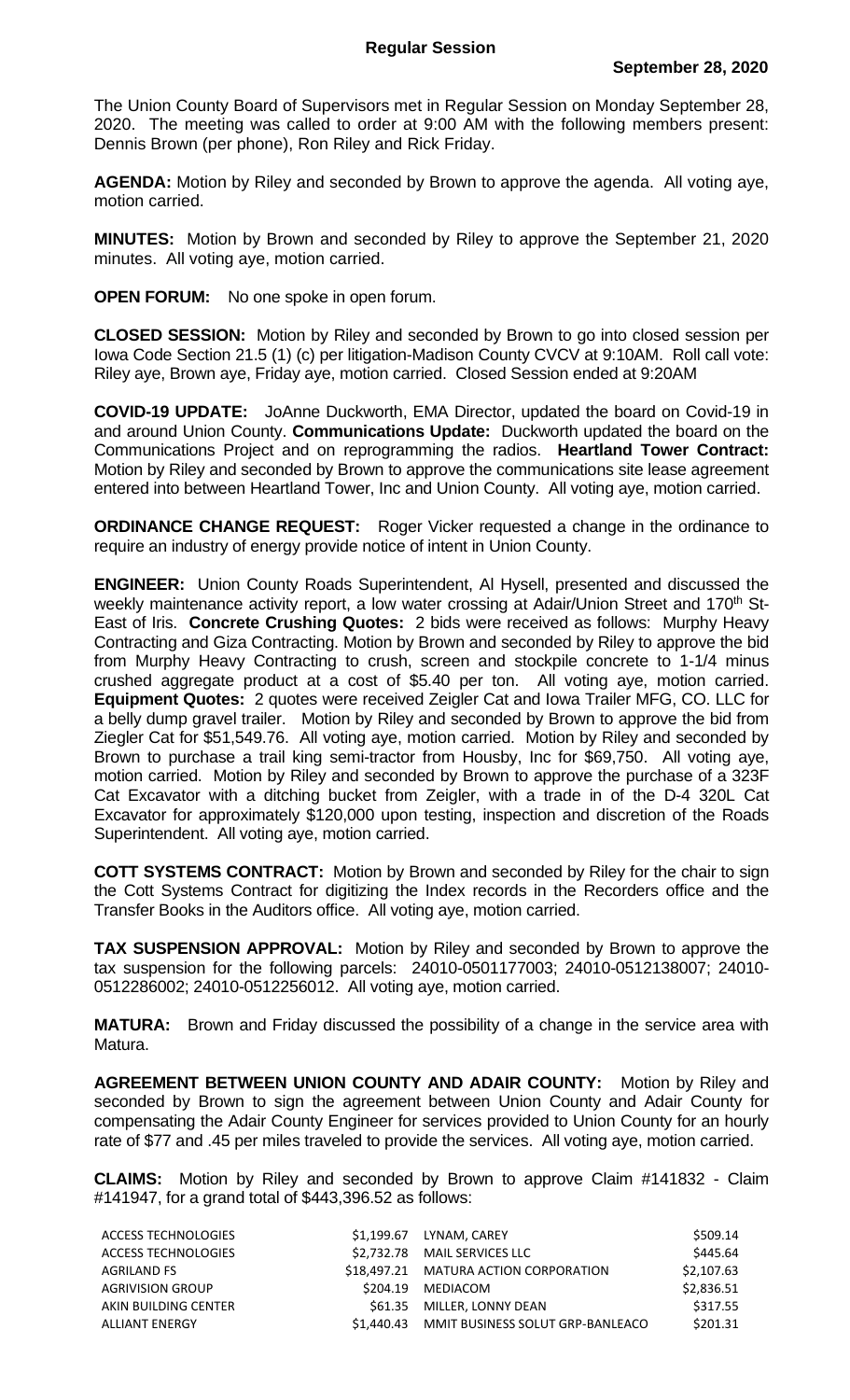# Regular Session

**September 28, 2020**

The Union County Board of Supervisors met in Regular Session on Monday September 28, 2020. The meeting was called to order at 9:00 AM with the following members present: Dennis Brown (per phone), Ron Riley and Rick Friday.

**AGENDA:** Motion by Riley and seconded by Brown to approve the agenda. All voting aye, motion carried.

**MINUTES:** Motion by Brown and seconded by Riley to approve the September 21, 2020 minutes. All voting aye, motion carried.

**OPEN FORUM:** No one spoke in open forum.

**CLOSED SESSION:** Motion by Riley and seconded by Brown to go into closed session per Iowa Code Section 21.5 (1) (c) per litigation-Madison County CVCV at 9:10AM. Roll call vote: Riley aye, Brown aye, Friday aye, motion carried. Closed Session ended at 9:20AM

**COVID-19 UPDATE:** JoAnne Duckworth, EMA Director, updated the board on Covid-19 in and around Union County. **Communications Update:** Duckworth updated the board on the Communications Project and on reprogramming the radios. **Heartland Tower Contract:** Motion by Riley and seconded by Brown to approve the communications site lease agreement entered into between Heartland Tower, Inc and Union County. All voting aye, motion carried.

**ORDINANCE CHANGE REQUEST:** Roger Vicker requested a change in the ordinance to require an industry of energy provide notice of intent in Union County.

**ENGINEER:** Union County Roads Superintendent, Al Hysell, presented and discussed the weekly maintenance activity report, a low water crossing at Adair/Union Street and 170th St-East of Iris. **Concrete Crushing Quotes:** 2 bids were received as follows: Murphy Heavy Contracting and Giza Contracting. Motion by Brown and seconded by Riley to approve the bid from Murphy Heavy Contracting to crush, screen and stockpile concrete to 1-1/4 minus crushed aggregate product at a cost of $5.40 per ton. All voting aye, motion carried. **Equipment Quotes:** 2 quotes were received Zeigler Cat and Iowa Trailer MFG, CO. LLC for a belly dump gravel trailer. Motion by Riley and seconded by Brown to approve the bid from Ziegler Cat for $51,549.76. All voting aye, motion carried. Motion by Riley and seconded by Brown to purchase a trail king semi-tractor from Housby, Inc for $69,750. All voting aye, motion carried. Motion by Riley and seconded by Brown to approve the purchase of a 323F Cat Excavator with a ditching bucket from Zeigler, with a trade in of the D-4 320L Cat Excavator for approximately $120,000 upon testing, inspection and discretion of the Roads Superintendent. All voting aye, motion carried.

**COTT SYSTEMS CONTRACT:** Motion by Brown and seconded by Riley for the chair to sign the Cott Systems Contract for digitizing the Index records in the Recorders office and the Transfer Books in the Auditors office. All voting aye, motion carried.

**TAX SUSPENSION APPROVAL:** Motion by Riley and seconded by Brown to approve the tax suspension for the following parcels: 24010-0501177003; 24010-0512138007; 24010-0512286002; 24010-0512256012. All voting aye, motion carried.

**MATURA:** Brown and Friday discussed the possibility of a change in the service area with Matura.

**AGREEMENT BETWEEN UNION COUNTY AND ADAIR COUNTY:** Motion by Riley and seconded by Brown to sign the agreement between Union County and Adair County for compensating the Adair County Engineer for services provided to Union County for an hourly rate of $77 and .45 per miles traveled to provide the services. All voting aye, motion carried.

**CLAIMS:** Motion by Riley and seconded by Brown to approve Claim #141832 - Claim #141947, for a grand total of $443,396.52 as follows:

| | | | |
|---|---|---|---|
| ACCESS TECHNOLOGIES | $1,199.67 | LYNAM, CAREY | $509.14 |
| ACCESS TECHNOLOGIES | $2,732.78 | MAIL SERVICES LLC | $445.64 |
| AGRILAND FS | $18,497.21 | MATURA ACTION CORPORATION | $2,107.63 |
| AGRIVISION GROUP | $204.19 | MEDIACOM | $2,836.51 |
| AKIN BUILDING CENTER | $61.35 | MILLER, LONNY DEAN | $317.55 |
| ALLIANT ENERGY | $1,440.43 | MMIT BUSINESS SOLUT GRP-BANLEACO | $201.31 |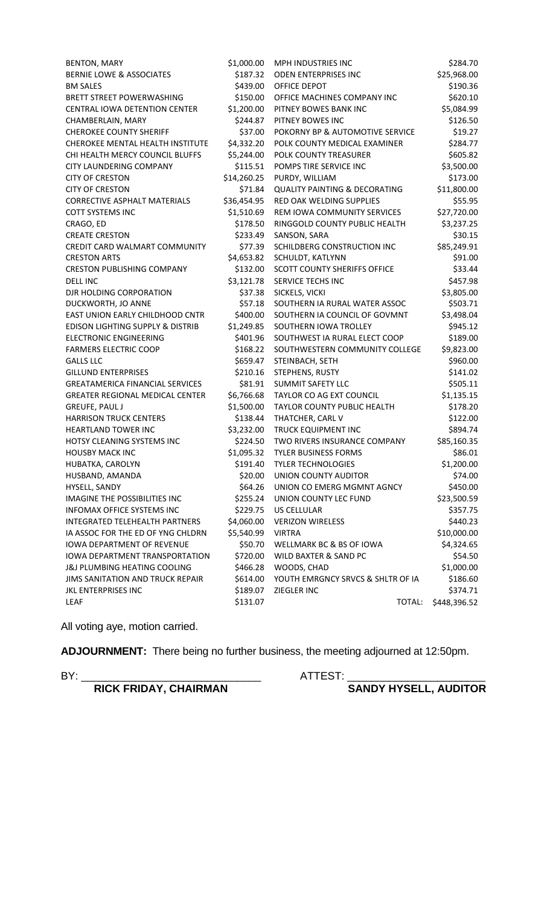| | | | |
|---|---|---|---|
| BENTON, MARY | $1,000.00 | MPH INDUSTRIES INC | $284.70 |
| BERNIE LOWE & ASSOCIATES | $187.32 | ODEN ENTERPRISES INC | $25,968.00 |
| BM SALES | $439.00 | OFFICE DEPOT | $190.36 |
| BRETT STREET POWERWASHING | $150.00 | OFFICE MACHINES COMPANY INC | $620.10 |
| CENTRAL IOWA DETENTION CENTER | $1,200.00 | PITNEY BOWES BANK INC | $5,084.99 |
| CHAMBERLAIN, MARY | $244.87 | PITNEY BOWES INC | $126.50 |
| CHEROKEE COUNTY SHERIFF | $37.00 | POKORNY BP & AUTOMOTIVE SERVICE | $19.27 |
| CHEROKEE MENTAL HEALTH INSTITUTE | $4,332.20 | POLK COUNTY MEDICAL EXAMINER | $284.77 |
| CHI HEALTH MERCY COUNCIL BLUFFS | $5,244.00 | POLK COUNTY TREASURER | $605.82 |
| CITY LAUNDERING COMPANY | $115.51 | POMPS TIRE SERVICE INC | $3,500.00 |
| CITY OF CRESTON | $14,260.25 | PURDY, WILLIAM | $173.00 |
| CITY OF CRESTON | $71.84 | QUALITY PAINTING & DECORATING | $11,800.00 |
| CORRECTIVE ASPHALT MATERIALS | $36,454.95 | RED OAK WELDING SUPPLIES | $55.95 |
| COTT SYSTEMS INC | $1,510.69 | REM IOWA COMMUNITY SERVICES | $27,720.00 |
| CRAGO, ED | $178.50 | RINGGOLD COUNTY PUBLIC HEALTH | $3,237.25 |
| CREATE CRESTON | $233.49 | SANSON, SARA | $30.15 |
| CREDIT CARD WALMART COMMUNITY | $77.39 | SCHILDBERG CONSTRUCTION INC | $85,249.91 |
| CRESTON ARTS | $4,653.82 | SCHULDT, KATLYNN | $91.00 |
| CRESTON PUBLISHING COMPANY | $132.00 | SCOTT COUNTY SHERIFFS OFFICE | $33.44 |
| DELL INC | $3,121.78 | SERVICE TECHS INC | $457.98 |
| DJR HOLDING CORPORATION | $37.38 | SICKELS, VICKI | $3,805.00 |
| DUCKWORTH, JO ANNE | $57.18 | SOUTHERN IA RURAL WATER ASSOC | $503.71 |
| EAST UNION EARLY CHILDHOOD CNTR | $400.00 | SOUTHERN IA COUNCIL OF GOVMNT | $3,498.04 |
| EDISON LIGHTING SUPPLY & DISTRIB | $1,249.85 | SOUTHERN IOWA TROLLEY | $945.12 |
| ELECTRONIC ENGINEERING | $401.96 | SOUTHWEST IA RURAL ELECT COOP | $189.00 |
| FARMERS ELECTRIC COOP | $168.22 | SOUTHWESTERN COMMUNITY COLLEGE | $9,823.00 |
| GALLS LLC | $659.47 | STEINBACH, SETH | $960.00 |
| GILLUND ENTERPRISES | $210.16 | STEPHENS, RUSTY | $141.02 |
| GREATAMERICA FINANCIAL SERVICES | $81.91 | SUMMIT SAFETY LLC | $505.11 |
| GREATER REGIONAL MEDICAL CENTER | $6,766.68 | TAYLOR CO AG EXT COUNCIL | $1,135.15 |
| GREUFE, PAUL J | $1,500.00 | TAYLOR COUNTY PUBLIC HEALTH | $178.20 |
| HARRISON TRUCK CENTERS | $138.44 | THATCHER, CARL V | $122.00 |
| HEARTLAND TOWER INC | $3,232.00 | TRUCK EQUIPMENT INC | $894.74 |
| HOTSY CLEANING SYSTEMS INC | $224.50 | TWO RIVERS INSURANCE COMPANY | $85,160.35 |
| HOUSBY MACK INC | $1,095.32 | TYLER BUSINESS FORMS | $86.01 |
| HUBATKA, CAROLYN | $191.40 | TYLER TECHNOLOGIES | $1,200.00 |
| HUSBAND, AMANDA | $20.00 | UNION COUNTY AUDITOR | $74.00 |
| HYSELL, SANDY | $64.26 | UNION CO EMERG MGMNT AGNCY | $450.00 |
| IMAGINE THE POSSIBILITIES INC | $255.24 | UNION COUNTY LEC FUND | $23,500.59 |
| INFOMAX OFFICE SYSTEMS INC | $229.75 | US CELLULAR | $357.75 |
| INTEGRATED TELEHEALTH PARTNERS | $4,060.00 | VERIZON WIRELESS | $440.23 |
| IA ASSOC FOR THE ED OF YNG CHLDRN | $5,540.99 | VIRTRA | $10,000.00 |
| IOWA DEPARTMENT OF REVENUE | $50.70 | WELLMARK BC & BS OF IOWA | $4,324.65 |
| IOWA DEPARTMENT TRANSPORTATION | $720.00 | WILD BAXTER & SAND PC | $54.50 |
| J&J PLUMBING HEATING COOLING | $466.28 | WOODS, CHAD | $1,000.00 |
| JIMS SANITATION AND TRUCK REPAIR | $614.00 | YOUTH EMRGNCY SRVCS & SHLTR OF IA | $186.60 |
| JKL ENTERPRISES INC | $189.07 | ZIEGLER INC | $374.71 |
| LEAF | $131.07 | TOTAL: | $448,396.52 |

All voting aye, motion carried.

**ADJOURNMENT:** There being no further business, the meeting adjourned at 12:50pm.

BY: ______________________________ ATTEST: ______________________

**RICK FRIDAY, CHAIRMAN** **SANDY HYSELL, AUDITOR**